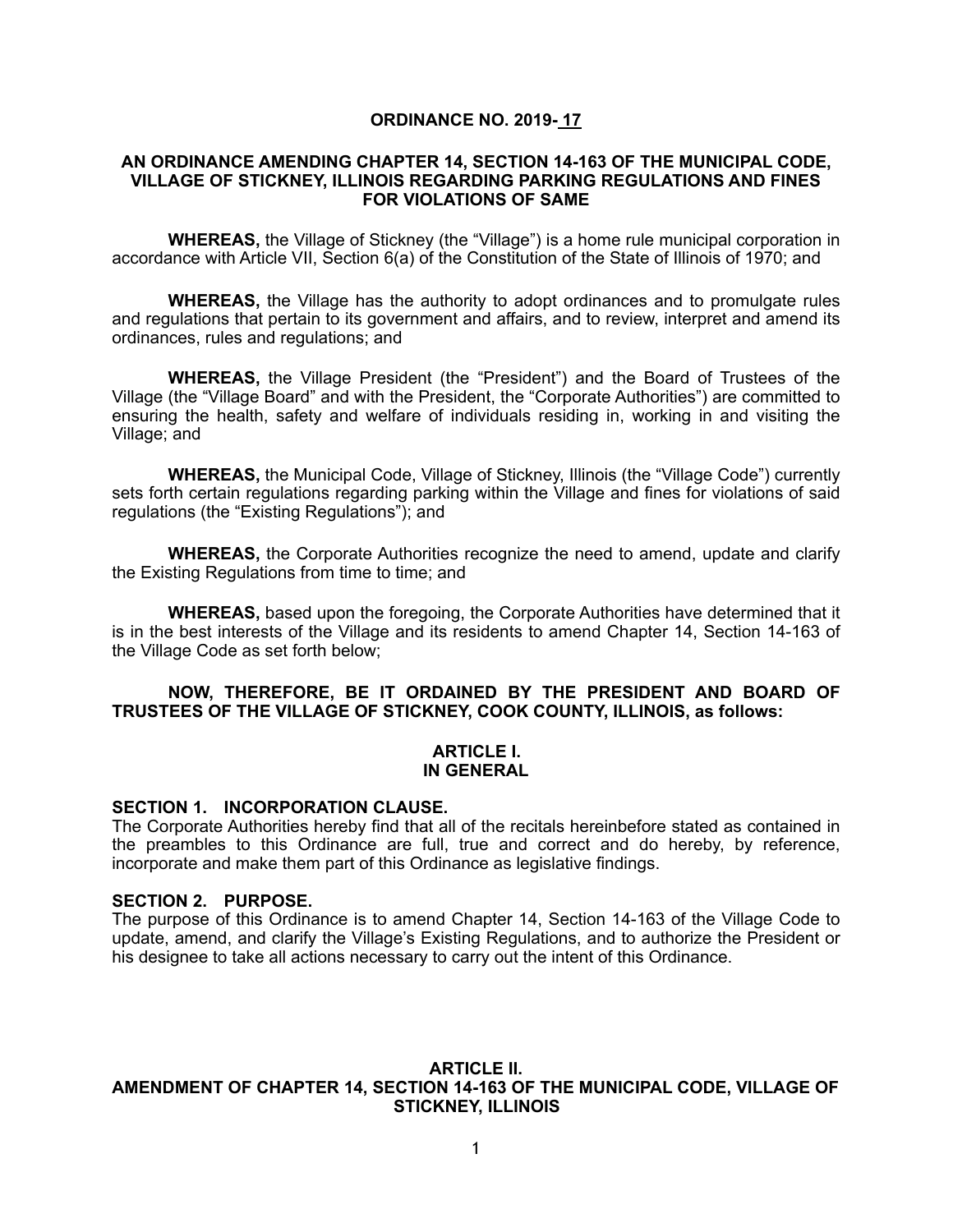# ORDINANCE NO. 2019- 17

## AN ORDINANCE AMENDING CHAPTER 14, SECTION 14-163 OF THE MUNICIPAL CODE, VILLAGE OF STICKNEY, ILLINOIS REGARDING PARKING REGULATIONS AND FINES FOR VIOLATIONS OF SAME

**WHEREAS,** the Village of Stickney (the "Village") is a home rule municipal corporation in accordance with Article VII, Section 6(a) of the Constitution of the State of Illinois of 1970; and

**WHEREAS,** the Village has the authority to adopt ordinances and to promulgate rules and regulations that pertain to its government and affairs, and to review, interpret and amend its ordinances, rules and regulations; and

**WHEREAS,** the Village President (the "President") and the Board of Trustees of the Village (the "Village Board" and with the President, the "Corporate Authorities") are committed to ensuring the health, safety and welfare of individuals residing in, working in and visiting the Village; and

**WHEREAS,** the Municipal Code, Village of Stickney, Illinois (the "Village Code") currently sets forth certain regulations regarding parking within the Village and fines for violations of said regulations (the "Existing Regulations"); and

**WHEREAS,** the Corporate Authorities recognize the need to amend, update and clarify the Existing Regulations from time to time; and

**WHEREAS,** based upon the foregoing, the Corporate Authorities have determined that it is in the best interests of the Village and its residents to amend Chapter 14, Section 14-163 of the Village Code as set forth below;

**NOW, THEREFORE, BE IT ORDAINED BY THE PRESIDENT AND BOARD OF TRUSTEES OF THE VILLAGE OF STICKNEY, COOK COUNTY, ILLINOIS, as follows:**

## ARTICLE I.
## IN GENERAL

### SECTION 1. INCORPORATION CLAUSE.

The Corporate Authorities hereby find that all of the recitals hereinbefore stated as contained in the preambles to this Ordinance are full, true and correct and do hereby, by reference, incorporate and make them part of this Ordinance as legislative findings.

### SECTION 2. PURPOSE.

The purpose of this Ordinance is to amend Chapter 14, Section 14-163 of the Village Code to update, amend, and clarify the Village's Existing Regulations, and to authorize the President or his designee to take all actions necessary to carry out the intent of this Ordinance.

## ARTICLE II.
## AMENDMENT OF CHAPTER 14, SECTION 14-163 OF THE MUNICIPAL CODE, VILLAGE OF STICKNEY, ILLINOIS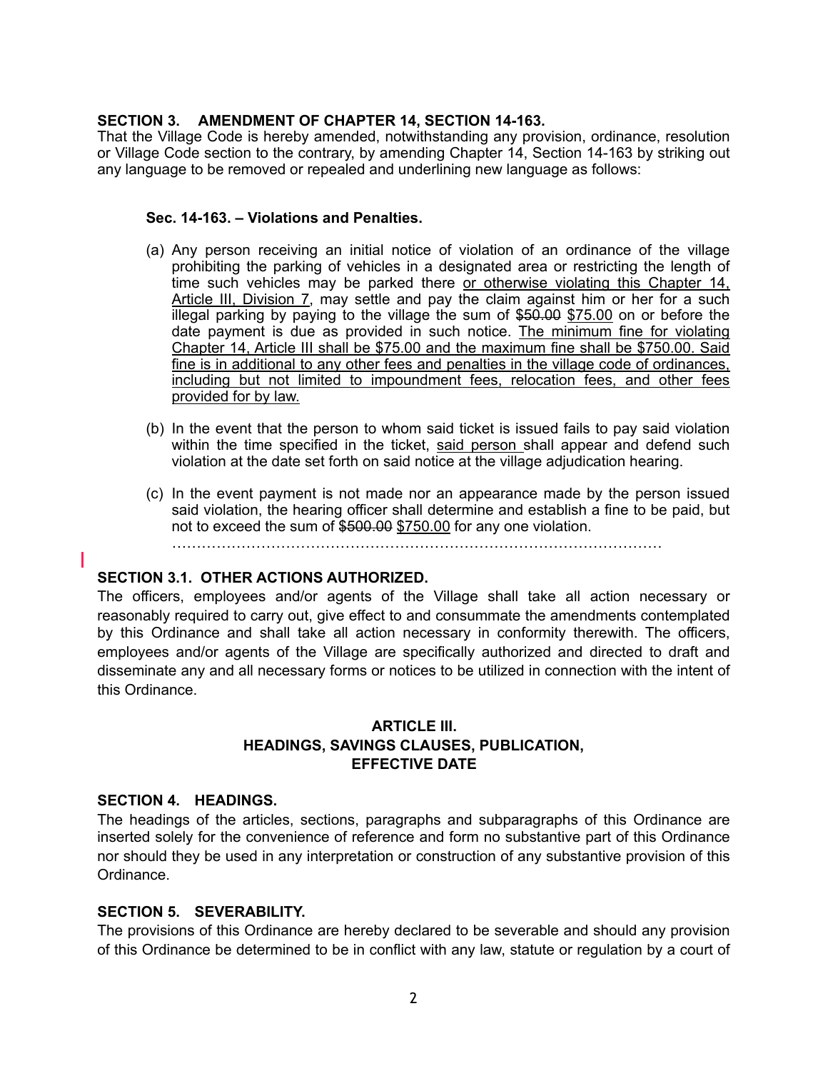**SECTION 3. AMENDMENT OF CHAPTER 14, SECTION 14-163.**
That the Village Code is hereby amended, notwithstanding any provision, ordinance, resolution or Village Code section to the contrary, by amending Chapter 14, Section 14-163 by striking out any language to be removed or repealed and underlining new language as follows:

**Sec. 14-163. – Violations and Penalties.**

(a) Any person receiving an initial notice of violation of an ordinance of the village prohibiting the parking of vehicles in a designated area or restricting the length of time such vehicles may be parked there <u>or otherwise violating this Chapter 14, Article III, Division 7</u>, may settle and pay the claim against him or her for a such illegal parking by paying to the village the sum of ~~$50.00~~ <u>$75.00</u> on or before the date payment is due as provided in such notice. <u>The minimum fine for violating Chapter 14, Article III shall be $75.00 and the maximum fine shall be $750.00. Said fine is in additional to any other fees and penalties in the village code of ordinances, including but not limited to impoundment fees, relocation fees, and other fees provided for by law.</u>

(b) In the event that the person to whom said ticket is issued fails to pay said violation within the time specified in the ticket, <u>said person</u> shall appear and defend such violation at the date set forth on said notice at the village adjudication hearing.

(c) In the event payment is not made nor an appearance made by the person issued said violation, the hearing officer shall determine and establish a fine to be paid, but not to exceed the sum of ~~$500.00~~ <u>$750.00</u> for any one violation.

…………………………………………………………………………………………

**SECTION 3.1. OTHER ACTIONS AUTHORIZED.**
The officers, employees and/or agents of the Village shall take all action necessary or reasonably required to carry out, give effect to and consummate the amendments contemplated by this Ordinance and shall take all action necessary in conformity therewith. The officers, employees and/or agents of the Village are specifically authorized and directed to draft and disseminate any and all necessary forms or notices to be utilized in connection with the intent of this Ordinance.

**ARTICLE III.**
**HEADINGS, SAVINGS CLAUSES, PUBLICATION, EFFECTIVE DATE**

**SECTION 4. HEADINGS.**
The headings of the articles, sections, paragraphs and subparagraphs of this Ordinance are inserted solely for the convenience of reference and form no substantive part of this Ordinance nor should they be used in any interpretation or construction of any substantive provision of this Ordinance.

**SECTION 5. SEVERABILITY.**
The provisions of this Ordinance are hereby declared to be severable and should any provision of this Ordinance be determined to be in conflict with any law, statute or regulation by a court of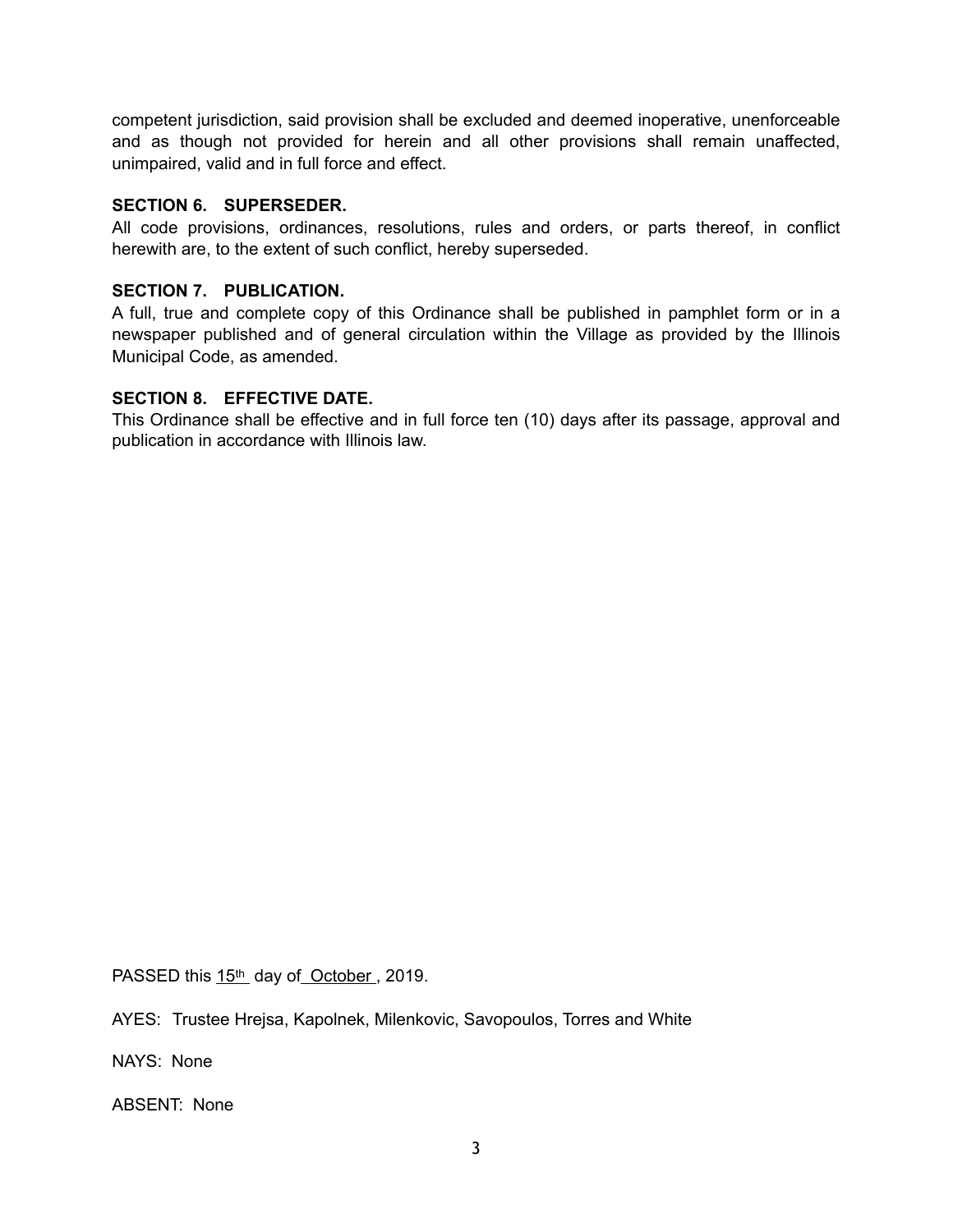competent jurisdiction, said provision shall be excluded and deemed inoperative, unenforceable and as though not provided for herein and all other provisions shall remain unaffected, unimpaired, valid and in full force and effect.

**SECTION 6. SUPERSEDER.**
All code provisions, ordinances, resolutions, rules and orders, or parts thereof, in conflict herewith are, to the extent of such conflict, hereby superseded.

**SECTION 7. PUBLICATION.**
A full, true and complete copy of this Ordinance shall be published in pamphlet form or in a newspaper published and of general circulation within the Village as provided by the Illinois Municipal Code, as amended.

**SECTION 8. EFFECTIVE DATE.**
This Ordinance shall be effective and in full force ten (10) days after its passage, approval and publication in accordance with Illinois law.

PASSED this 15th day of October, 2019.

AYES: Trustee Hrejsa, Kapolnek, Milenkovic, Savopoulos, Torres and White

NAYS: None

ABSENT: None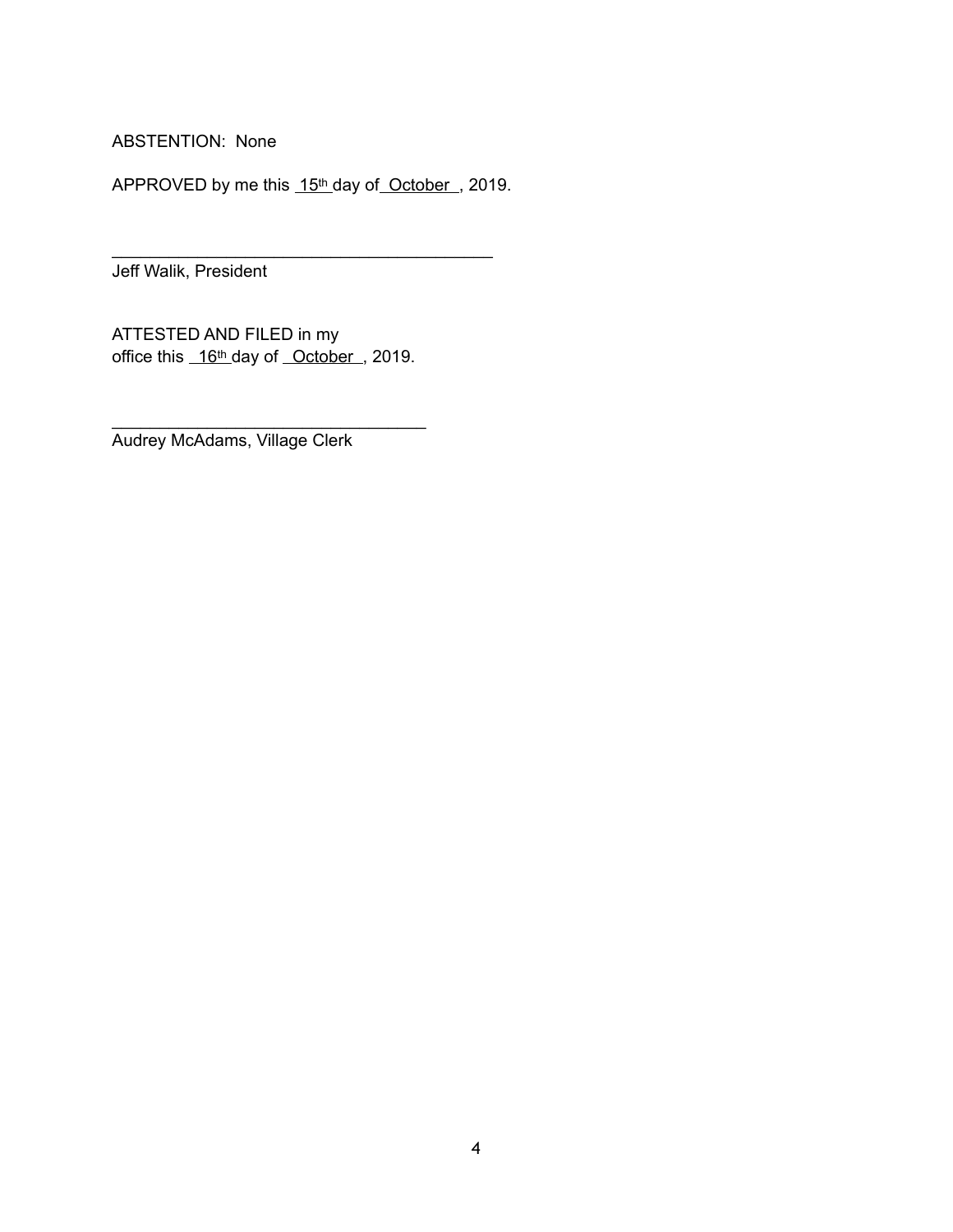ABSTENTION: None

APPROVED by me this 15th day of October, 2019.

\_\_\_\_\_\_\_\_\_\_\_\_\_\_\_\_\_\_\_\_\_\_\_\_\_\_\_\_\_\_\_\_\_\_\_\_\_\_\_\_

Jeff Walik, President

ATTESTED AND FILED in my
office this 16th day of October, 2019.

\_\_\_\_\_\_\_\_\_\_\_\_\_\_\_\_\_\_\_\_\_\_\_\_\_\_\_\_\_\_\_\_\_\_\_

Audrey McAdams, Village Clerk